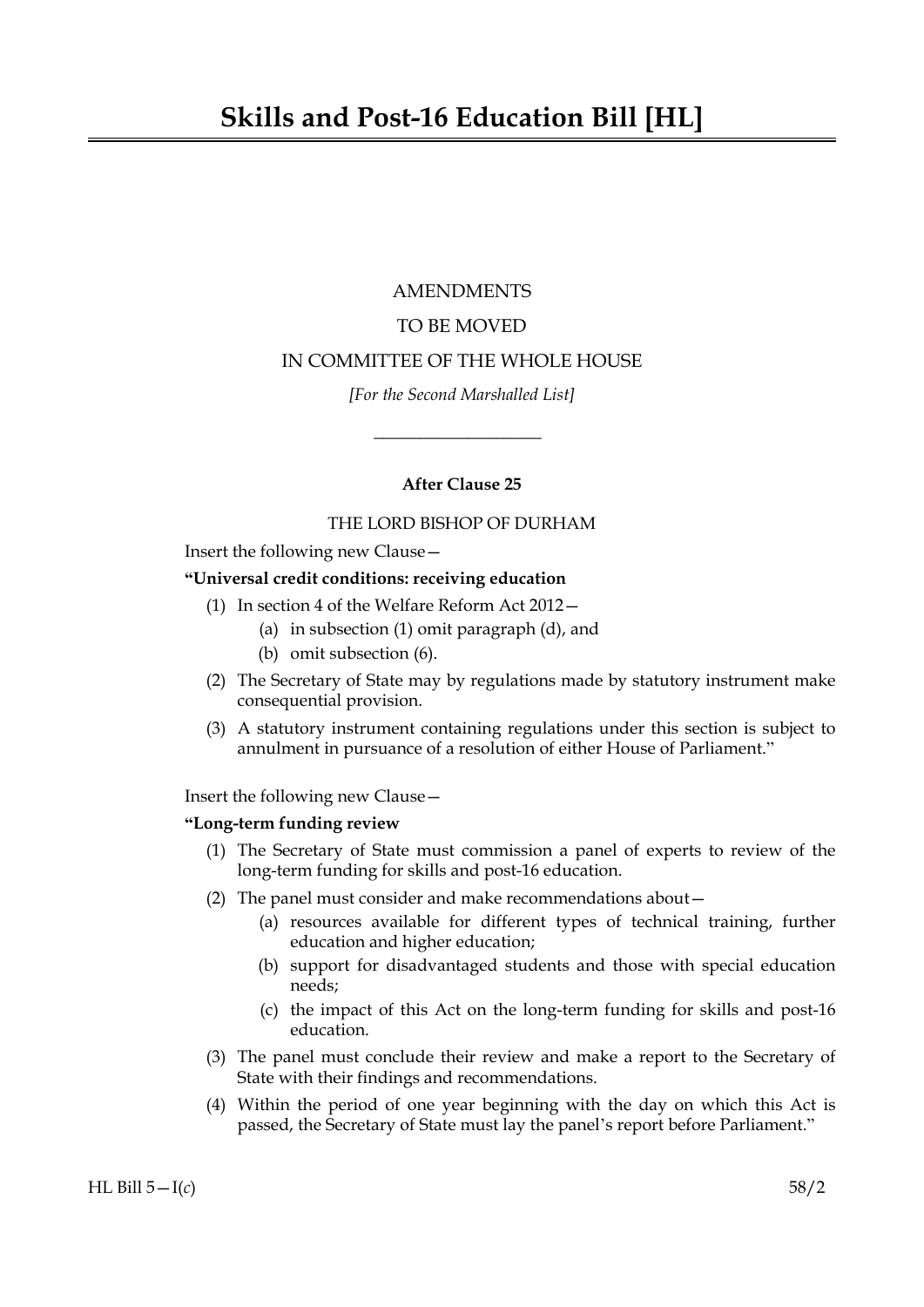# Skills and Post-16 Education Bill [HL]

AMENDMENTS

TO BE MOVED

IN COMMITTEE OF THE WHOLE HOUSE

*[For the Second Marshalled List]*

---

**After Clause 25**

THE LORD BISHOP OF DURHAM

Insert the following new Clause—

**"Universal credit conditions: receiving education**

(1) In section 4 of the Welfare Reform Act 2012—

  (a) in subsection (1) omit paragraph (d), and

  (b) omit subsection (6).

(2) The Secretary of State may by regulations made by statutory instrument make consequential provision.

(3) A statutory instrument containing regulations under this section is subject to annulment in pursuance of a resolution of either House of Parliament."

Insert the following new Clause—

**"Long-term funding review**

(1) The Secretary of State must commission a panel of experts to review of the long-term funding for skills and post-16 education.

(2) The panel must consider and make recommendations about—

  (a) resources available for different types of technical training, further education and higher education;

  (b) support for disadvantaged students and those with special education needs;

  (c) the impact of this Act on the long-term funding for skills and post-16 education.

(3) The panel must conclude their review and make a report to the Secretary of State with their findings and recommendations.

(4) Within the period of one year beginning with the day on which this Act is passed, the Secretary of State must lay the panel's report before Parliament."

HL Bill 5—I(*c*) 58/2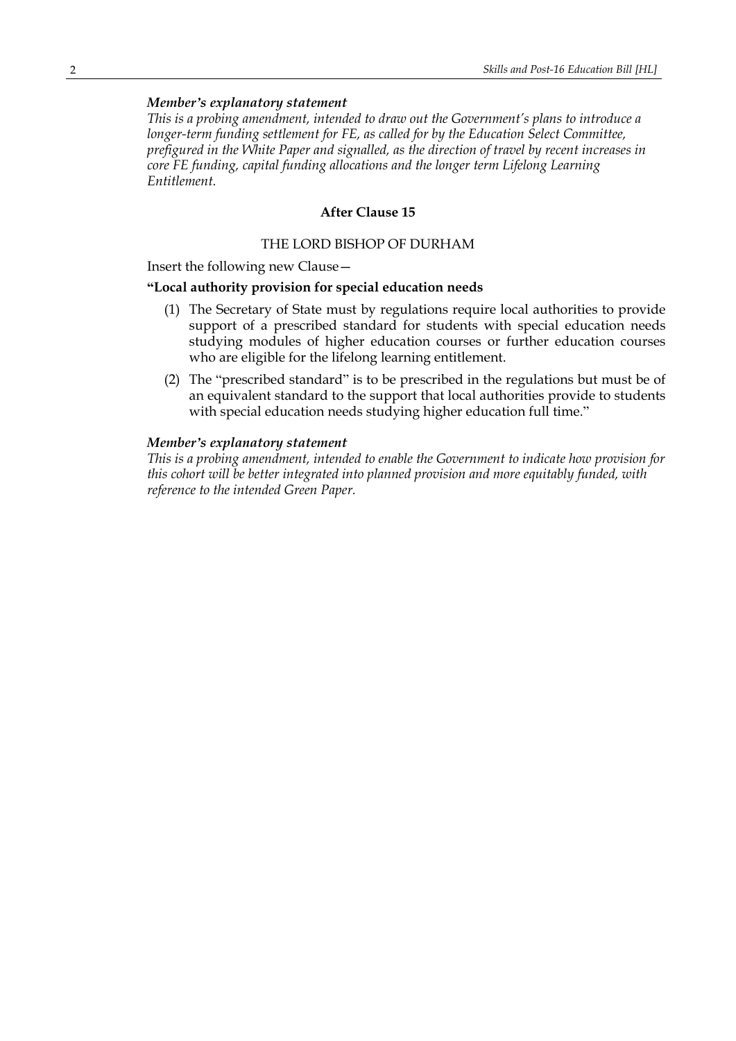***Member's explanatory statement***

*This is a probing amendment, intended to draw out the Government's plans to introduce a longer-term funding settlement for FE, as called for by the Education Select Committee, prefigured in the White Paper and signalled, as the direction of travel by recent increases in core FE funding, capital funding allocations and the longer term Lifelong Learning Entitlement.*

**After Clause 15**

THE LORD BISHOP OF DURHAM

Insert the following new Clause—

**"Local authority provision for special education needs**

(1) The Secretary of State must by regulations require local authorities to provide support of a prescribed standard for students with special education needs studying modules of higher education courses or further education courses who are eligible for the lifelong learning entitlement.

(2) The "prescribed standard" is to be prescribed in the regulations but must be of an equivalent standard to the support that local authorities provide to students with special education needs studying higher education full time."

***Member's explanatory statement***

*This is a probing amendment, intended to enable the Government to indicate how provision for this cohort will be better integrated into planned provision and more equitably funded, with reference to the intended Green Paper.*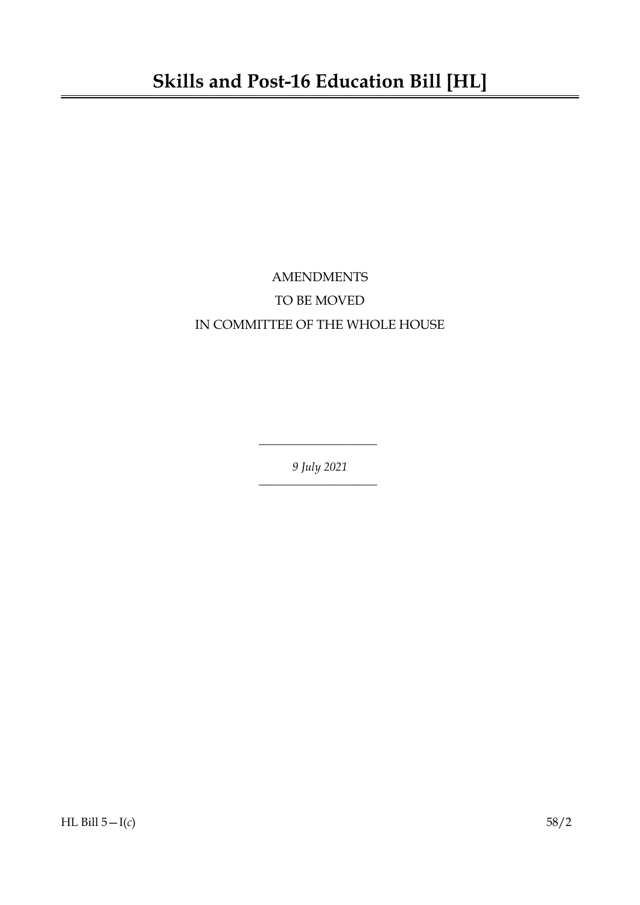# Skills and Post-16 Education Bill [HL]

AMENDMENTS

TO BE MOVED

IN COMMITTEE OF THE WHOLE HOUSE

---

*9 July 2021*

---

HL Bill 5—I(*c*) 58/2